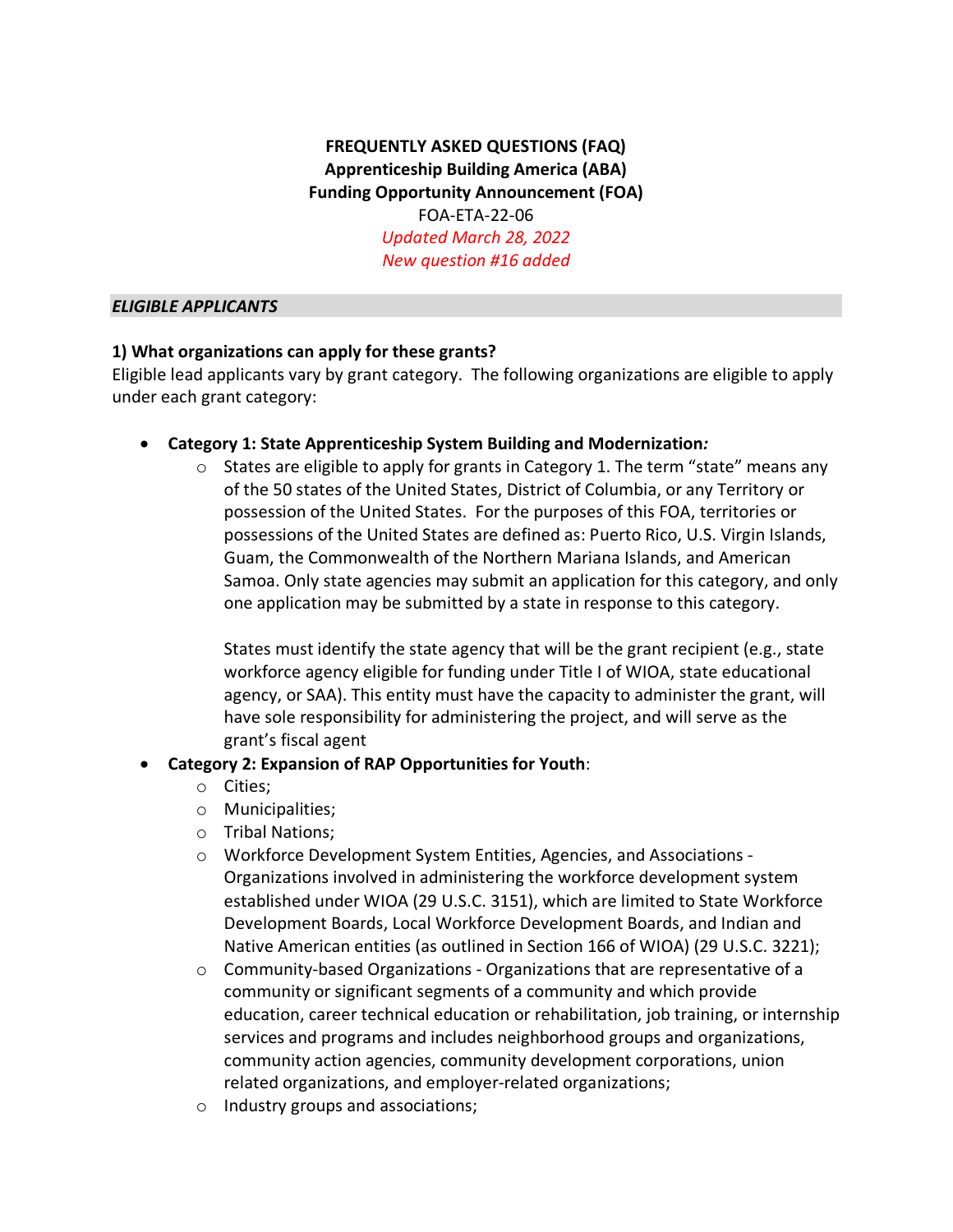**FREQUENTLY ASKED QUESTIONS (FAQ)**
**Apprenticeship Building America (ABA)**
**Funding Opportunity Announcement (FOA)**
FOA-ETA-22-06
*Updated March 28, 2022*
*New question #16 added*

## *ELIGIBLE APPLICANTS*

### 1) What organizations can apply for these grants?

Eligible lead applicants vary by grant category. The following organizations are eligible to apply under each grant category:

- **Category 1: State Apprenticeship System Building and Modernization*:***
  - States are eligible to apply for grants in Category 1. The term "state" means any of the 50 states of the United States, District of Columbia, or any Territory or possession of the United States. For the purposes of this FOA, territories or possessions of the United States are defined as: Puerto Rico, U.S. Virgin Islands, Guam, the Commonwealth of the Northern Mariana Islands, and American Samoa. Only state agencies may submit an application for this category, and only one application may be submitted by a state in response to this category.

    States must identify the state agency that will be the grant recipient (e.g., state workforce agency eligible for funding under Title I of WIOA, state educational agency, or SAA). This entity must have the capacity to administer the grant, will have sole responsibility for administering the project, and will serve as the grant's fiscal agent
- **Category 2: Expansion of RAP Opportunities for Youth**:
  - Cities;
  - Municipalities;
  - Tribal Nations;
  - Workforce Development System Entities, Agencies, and Associations - Organizations involved in administering the workforce development system established under WIOA (29 U.S.C. 3151), which are limited to State Workforce Development Boards, Local Workforce Development Boards, and Indian and Native American entities (as outlined in Section 166 of WIOA) (29 U.S.C. 3221);
  - Community-based Organizations - Organizations that are representative of a community or significant segments of a community and which provide education, career technical education or rehabilitation, job training, or internship services and programs and includes neighborhood groups and organizations, community action agencies, community development corporations, union related organizations, and employer-related organizations;
  - Industry groups and associations;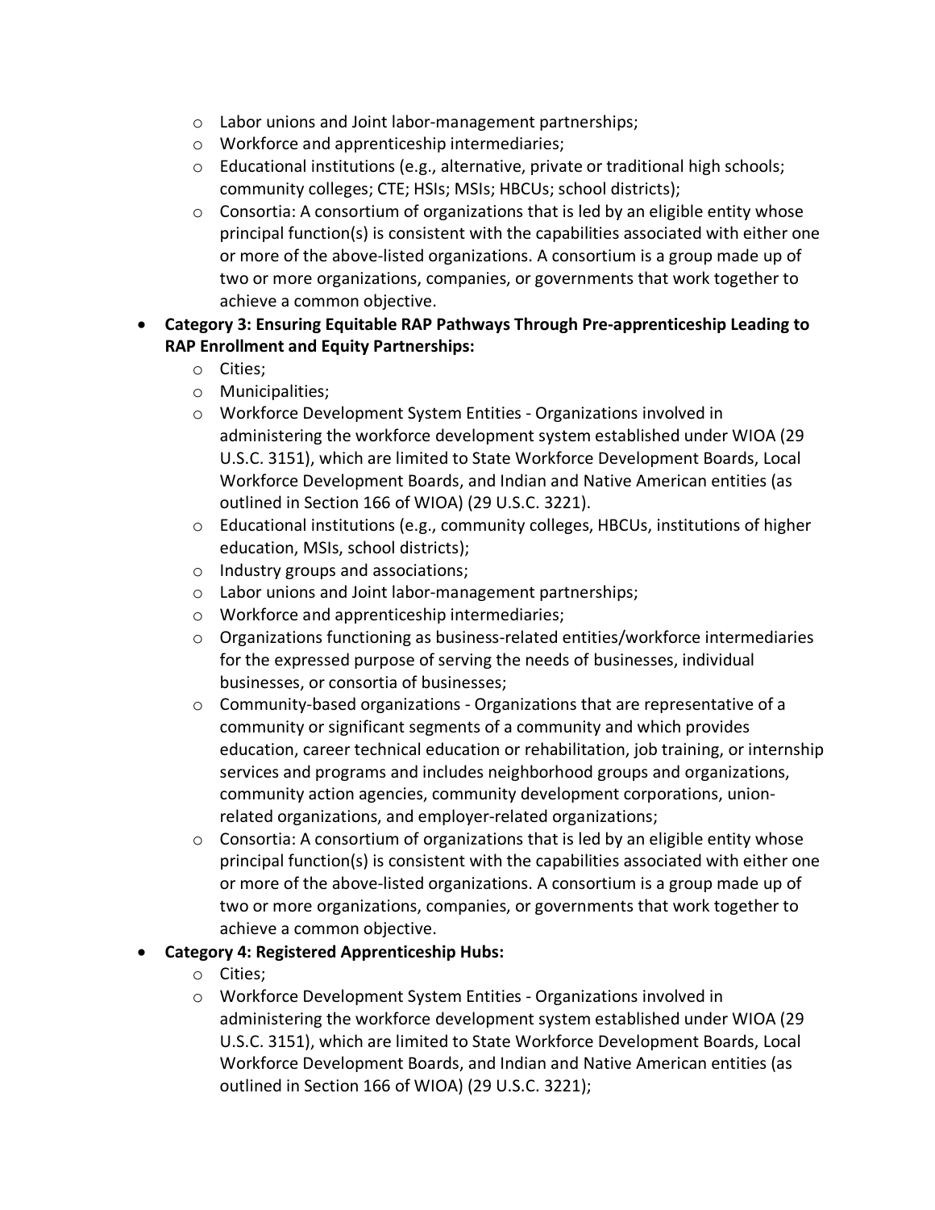- Labor unions and Joint labor-management partnerships;
  - Workforce and apprenticeship intermediaries;
  - Educational institutions (e.g., alternative, private or traditional high schools; community colleges; CTE; HSIs; MSIs; HBCUs; school districts);
  - Consortia: A consortium of organizations that is led by an eligible entity whose principal function(s) is consistent with the capabilities associated with either one or more of the above-listed organizations. A consortium is a group made up of two or more organizations, companies, or governments that work together to achieve a common objective.
- **Category 3: Ensuring Equitable RAP Pathways Through Pre-apprenticeship Leading to RAP Enrollment and Equity Partnerships:**
  - Cities;
  - Municipalities;
  - Workforce Development System Entities - Organizations involved in administering the workforce development system established under WIOA (29 U.S.C. 3151), which are limited to State Workforce Development Boards, Local Workforce Development Boards, and Indian and Native American entities (as outlined in Section 166 of WIOA) (29 U.S.C. 3221).
  - Educational institutions (e.g., community colleges, HBCUs, institutions of higher education, MSIs, school districts);
  - Industry groups and associations;
  - Labor unions and Joint labor-management partnerships;
  - Workforce and apprenticeship intermediaries;
  - Organizations functioning as business-related entities/workforce intermediaries for the expressed purpose of serving the needs of businesses, individual businesses, or consortia of businesses;
  - Community-based organizations - Organizations that are representative of a community or significant segments of a community and which provides education, career technical education or rehabilitation, job training, or internship services and programs and includes neighborhood groups and organizations, community action agencies, community development corporations, union-related organizations, and employer-related organizations;
  - Consortia: A consortium of organizations that is led by an eligible entity whose principal function(s) is consistent with the capabilities associated with either one or more of the above-listed organizations. A consortium is a group made up of two or more organizations, companies, or governments that work together to achieve a common objective.
- **Category 4: Registered Apprenticeship Hubs:**
  - Cities;
  - Workforce Development System Entities - Organizations involved in administering the workforce development system established under WIOA (29 U.S.C. 3151), which are limited to State Workforce Development Boards, Local Workforce Development Boards, and Indian and Native American entities (as outlined in Section 166 of WIOA) (29 U.S.C. 3221);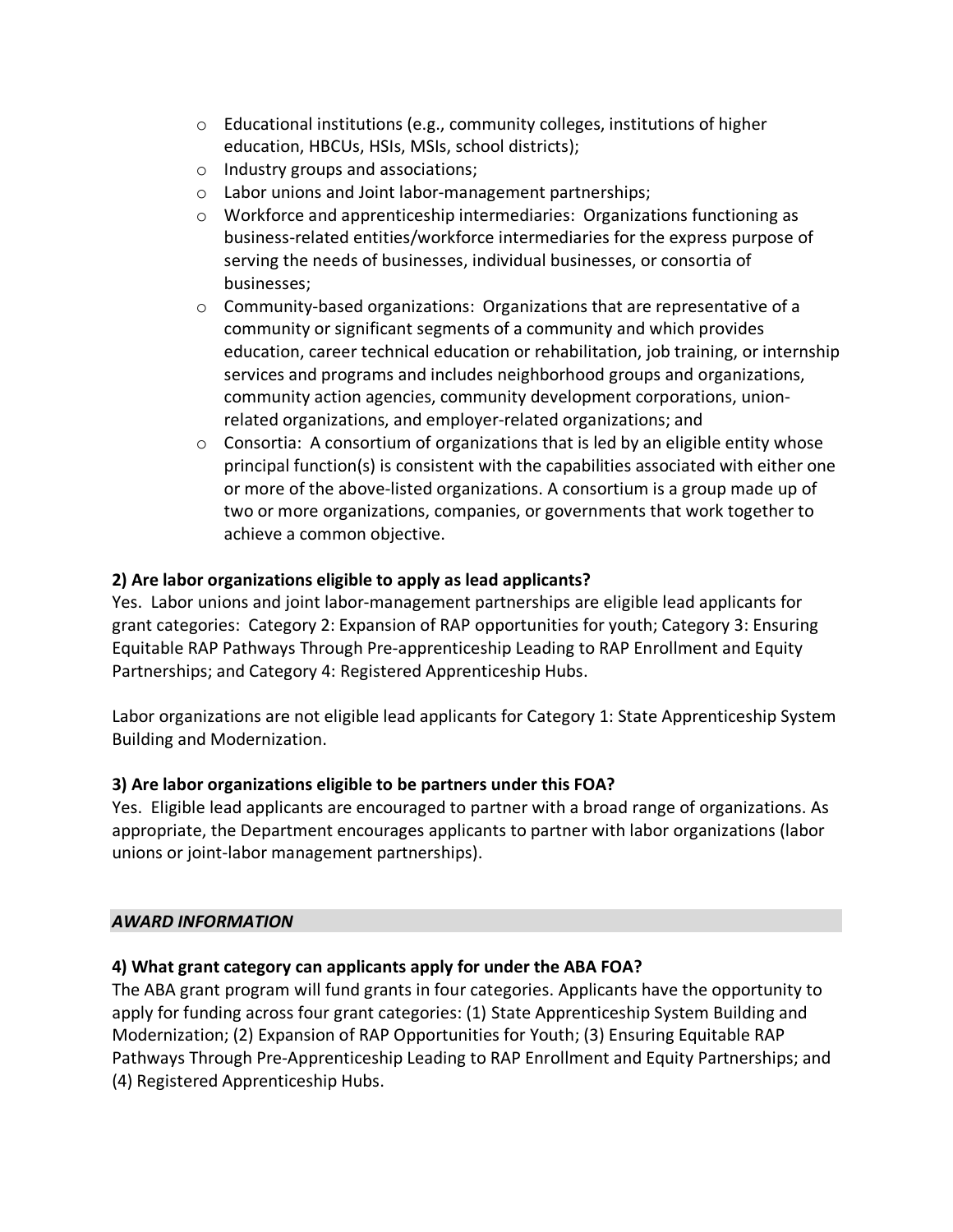- Educational institutions (e.g., community colleges, institutions of higher education, HBCUs, HSIs, MSIs, school districts);
- Industry groups and associations;
- Labor unions and Joint labor-management partnerships;
- Workforce and apprenticeship intermediaries: Organizations functioning as business-related entities/workforce intermediaries for the express purpose of serving the needs of businesses, individual businesses, or consortia of businesses;
- Community-based organizations: Organizations that are representative of a community or significant segments of a community and which provides education, career technical education or rehabilitation, job training, or internship services and programs and includes neighborhood groups and organizations, community action agencies, community development corporations, union-related organizations, and employer-related organizations; and
- Consortia: A consortium of organizations that is led by an eligible entity whose principal function(s) is consistent with the capabilities associated with either one or more of the above-listed organizations. A consortium is a group made up of two or more organizations, companies, or governments that work together to achieve a common objective.

**2) Are labor organizations eligible to apply as lead applicants?**

Yes. Labor unions and joint labor-management partnerships are eligible lead applicants for grant categories: Category 2: Expansion of RAP opportunities for youth; Category 3: Ensuring Equitable RAP Pathways Through Pre-apprenticeship Leading to RAP Enrollment and Equity Partnerships; and Category 4: Registered Apprenticeship Hubs.

Labor organizations are not eligible lead applicants for Category 1: State Apprenticeship System Building and Modernization.

**3) Are labor organizations eligible to be partners under this FOA?**

Yes. Eligible lead applicants are encouraged to partner with a broad range of organizations. As appropriate, the Department encourages applicants to partner with labor organizations (labor unions or joint-labor management partnerships).

## ***AWARD INFORMATION***

**4) What grant category can applicants apply for under the ABA FOA?**

The ABA grant program will fund grants in four categories. Applicants have the opportunity to apply for funding across four grant categories: (1) State Apprenticeship System Building and Modernization; (2) Expansion of RAP Opportunities for Youth; (3) Ensuring Equitable RAP Pathways Through Pre-Apprenticeship Leading to RAP Enrollment and Equity Partnerships; and (4) Registered Apprenticeship Hubs.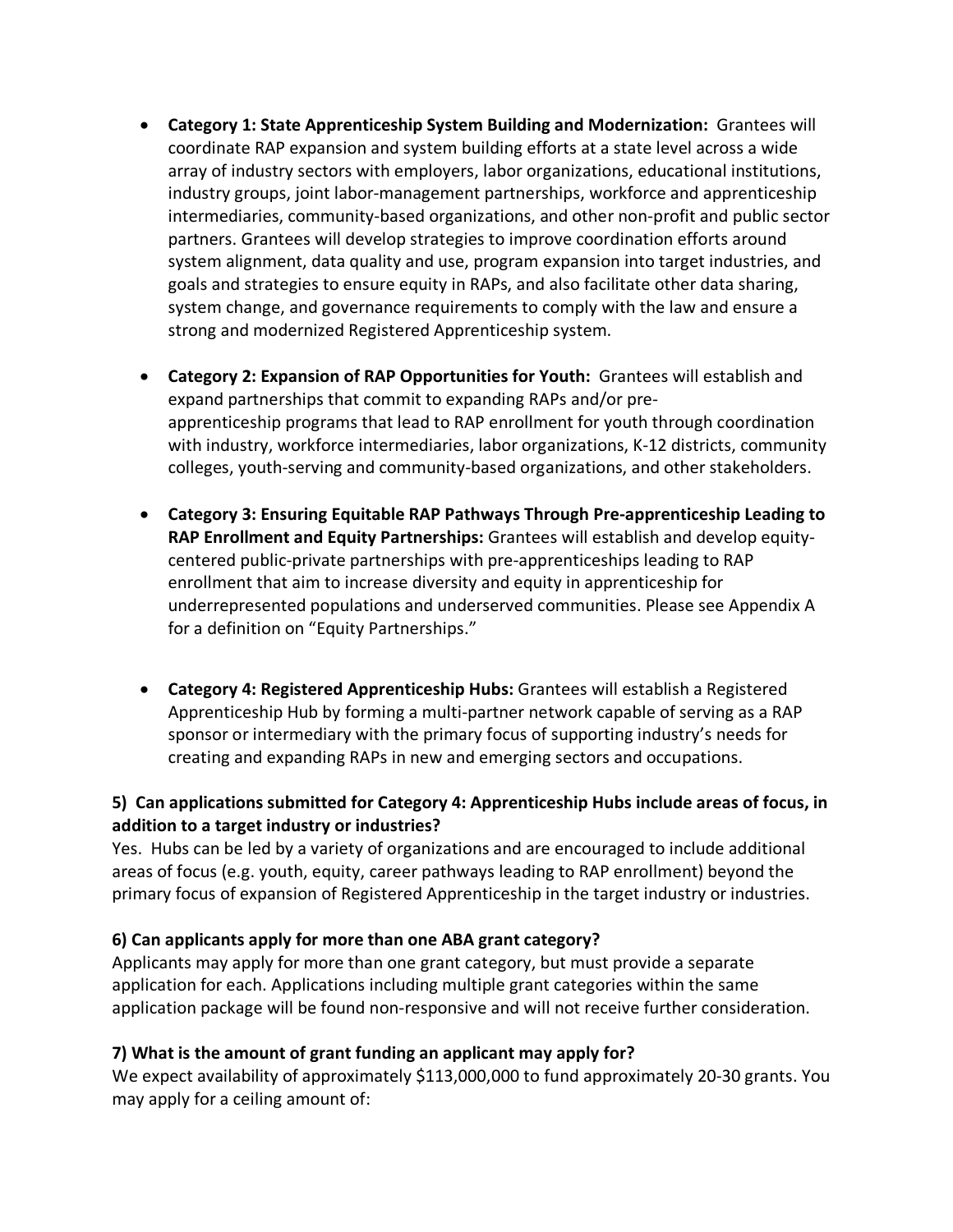- **Category 1: State Apprenticeship System Building and Modernization:** Grantees will coordinate RAP expansion and system building efforts at a state level across a wide array of industry sectors with employers, labor organizations, educational institutions, industry groups, joint labor-management partnerships, workforce and apprenticeship intermediaries, community-based organizations, and other non-profit and public sector partners. Grantees will develop strategies to improve coordination efforts around system alignment, data quality and use, program expansion into target industries, and goals and strategies to ensure equity in RAPs, and also facilitate other data sharing, system change, and governance requirements to comply with the law and ensure a strong and modernized Registered Apprenticeship system.

- **Category 2: Expansion of RAP Opportunities for Youth:** Grantees will establish and expand partnerships that commit to expanding RAPs and/or pre-apprenticeship programs that lead to RAP enrollment for youth through coordination with industry, workforce intermediaries, labor organizations, K-12 districts, community colleges, youth-serving and community-based organizations, and other stakeholders.

- **Category 3: Ensuring Equitable RAP Pathways Through Pre-apprenticeship Leading to RAP Enrollment and Equity Partnerships:** Grantees will establish and develop equity-centered public-private partnerships with pre-apprenticeships leading to RAP enrollment that aim to increase diversity and equity in apprenticeship for underrepresented populations and underserved communities. Please see Appendix A for a definition on "Equity Partnerships."

- **Category 4: Registered Apprenticeship Hubs:** Grantees will establish a Registered Apprenticeship Hub by forming a multi-partner network capable of serving as a RAP sponsor or intermediary with the primary focus of supporting industry's needs for creating and expanding RAPs in new and emerging sectors and occupations.

**5) Can applications submitted for Category 4: Apprenticeship Hubs include areas of focus, in addition to a target industry or industries?**

Yes. Hubs can be led by a variety of organizations and are encouraged to include additional areas of focus (e.g. youth, equity, career pathways leading to RAP enrollment) beyond the primary focus of expansion of Registered Apprenticeship in the target industry or industries.

**6) Can applicants apply for more than one ABA grant category?**

Applicants may apply for more than one grant category, but must provide a separate application for each. Applications including multiple grant categories within the same application package will be found non-responsive and will not receive further consideration.

**7) What is the amount of grant funding an applicant may apply for?**

We expect availability of approximately $113,000,000 to fund approximately 20-30 grants. You may apply for a ceiling amount of: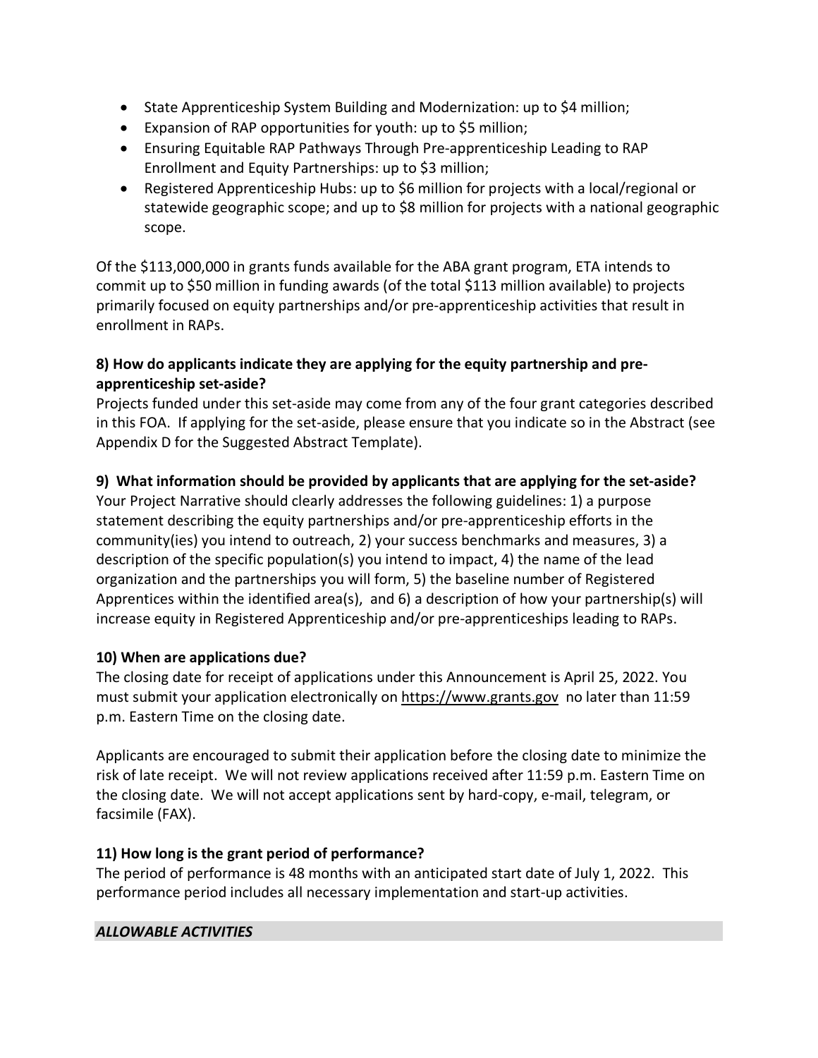- State Apprenticeship System Building and Modernization: up to $4 million;
- Expansion of RAP opportunities for youth: up to $5 million;
- Ensuring Equitable RAP Pathways Through Pre-apprenticeship Leading to RAP Enrollment and Equity Partnerships: up to $3 million;
- Registered Apprenticeship Hubs: up to $6 million for projects with a local/regional or statewide geographic scope; and up to $8 million for projects with a national geographic scope.

Of the $113,000,000 in grants funds available for the ABA grant program, ETA intends to commit up to $50 million in funding awards (of the total $113 million available) to projects primarily focused on equity partnerships and/or pre-apprenticeship activities that result in enrollment in RAPs.

**8) How do applicants indicate they are applying for the equity partnership and pre-apprenticeship set-aside?**

Projects funded under this set-aside may come from any of the four grant categories described in this FOA. If applying for the set-aside, please ensure that you indicate so in the Abstract (see Appendix D for the Suggested Abstract Template).

**9) What information should be provided by applicants that are applying for the set-aside?**

Your Project Narrative should clearly addresses the following guidelines: 1) a purpose statement describing the equity partnerships and/or pre-apprenticeship efforts in the community(ies) you intend to outreach, 2) your success benchmarks and measures, 3) a description of the specific population(s) you intend to impact, 4) the name of the lead organization and the partnerships you will form, 5) the baseline number of Registered Apprentices within the identified area(s), and 6) a description of how your partnership(s) will increase equity in Registered Apprenticeship and/or pre-apprenticeships leading to RAPs.

**10) When are applications due?**

The closing date for receipt of applications under this Announcement is April 25, 2022. You must submit your application electronically on https://www.grants.gov no later than 11:59 p.m. Eastern Time on the closing date.

Applicants are encouraged to submit their application before the closing date to minimize the risk of late receipt. We will not review applications received after 11:59 p.m. Eastern Time on the closing date. We will not accept applications sent by hard-copy, e-mail, telegram, or facsimile (FAX).

**11) How long is the grant period of performance?**

The period of performance is 48 months with an anticipated start date of July 1, 2022. This performance period includes all necessary implementation and start-up activities.

## ***ALLOWABLE ACTIVITIES***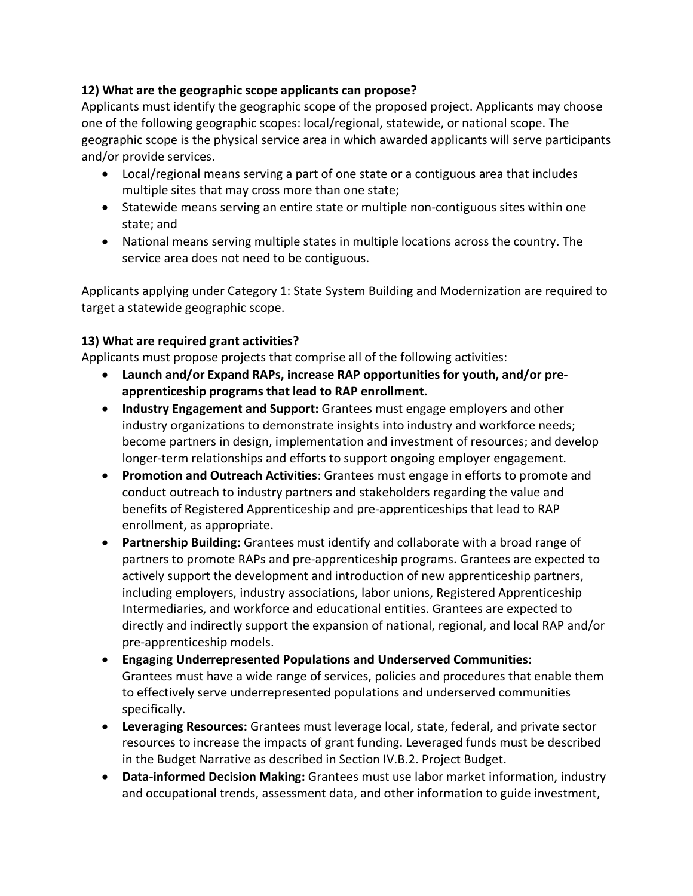**12) What are the geographic scope applicants can propose?**

Applicants must identify the geographic scope of the proposed project. Applicants may choose one of the following geographic scopes: local/regional, statewide, or national scope. The geographic scope is the physical service area in which awarded applicants will serve participants and/or provide services.

- Local/regional means serving a part of one state or a contiguous area that includes multiple sites that may cross more than one state;
- Statewide means serving an entire state or multiple non-contiguous sites within one state; and
- National means serving multiple states in multiple locations across the country. The service area does not need to be contiguous.

Applicants applying under Category 1: State System Building and Modernization are required to target a statewide geographic scope.

**13) What are required grant activities?**

Applicants must propose projects that comprise all of the following activities:

- **Launch and/or Expand RAPs, increase RAP opportunities for youth, and/or pre-apprenticeship programs that lead to RAP enrollment.**
- **Industry Engagement and Support:** Grantees must engage employers and other industry organizations to demonstrate insights into industry and workforce needs; become partners in design, implementation and investment of resources; and develop longer-term relationships and efforts to support ongoing employer engagement.
- **Promotion and Outreach Activities**: Grantees must engage in efforts to promote and conduct outreach to industry partners and stakeholders regarding the value and benefits of Registered Apprenticeship and pre-apprenticeships that lead to RAP enrollment, as appropriate.
- **Partnership Building:** Grantees must identify and collaborate with a broad range of partners to promote RAPs and pre-apprenticeship programs. Grantees are expected to actively support the development and introduction of new apprenticeship partners, including employers, industry associations, labor unions, Registered Apprenticeship Intermediaries, and workforce and educational entities. Grantees are expected to directly and indirectly support the expansion of national, regional, and local RAP and/or pre-apprenticeship models.
- **Engaging Underrepresented Populations and Underserved Communities:** Grantees must have a wide range of services, policies and procedures that enable them to effectively serve underrepresented populations and underserved communities specifically.
- **Leveraging Resources:** Grantees must leverage local, state, federal, and private sector resources to increase the impacts of grant funding. Leveraged funds must be described in the Budget Narrative as described in Section IV.B.2. Project Budget.
- **Data-informed Decision Making:** Grantees must use labor market information, industry and occupational trends, assessment data, and other information to guide investment,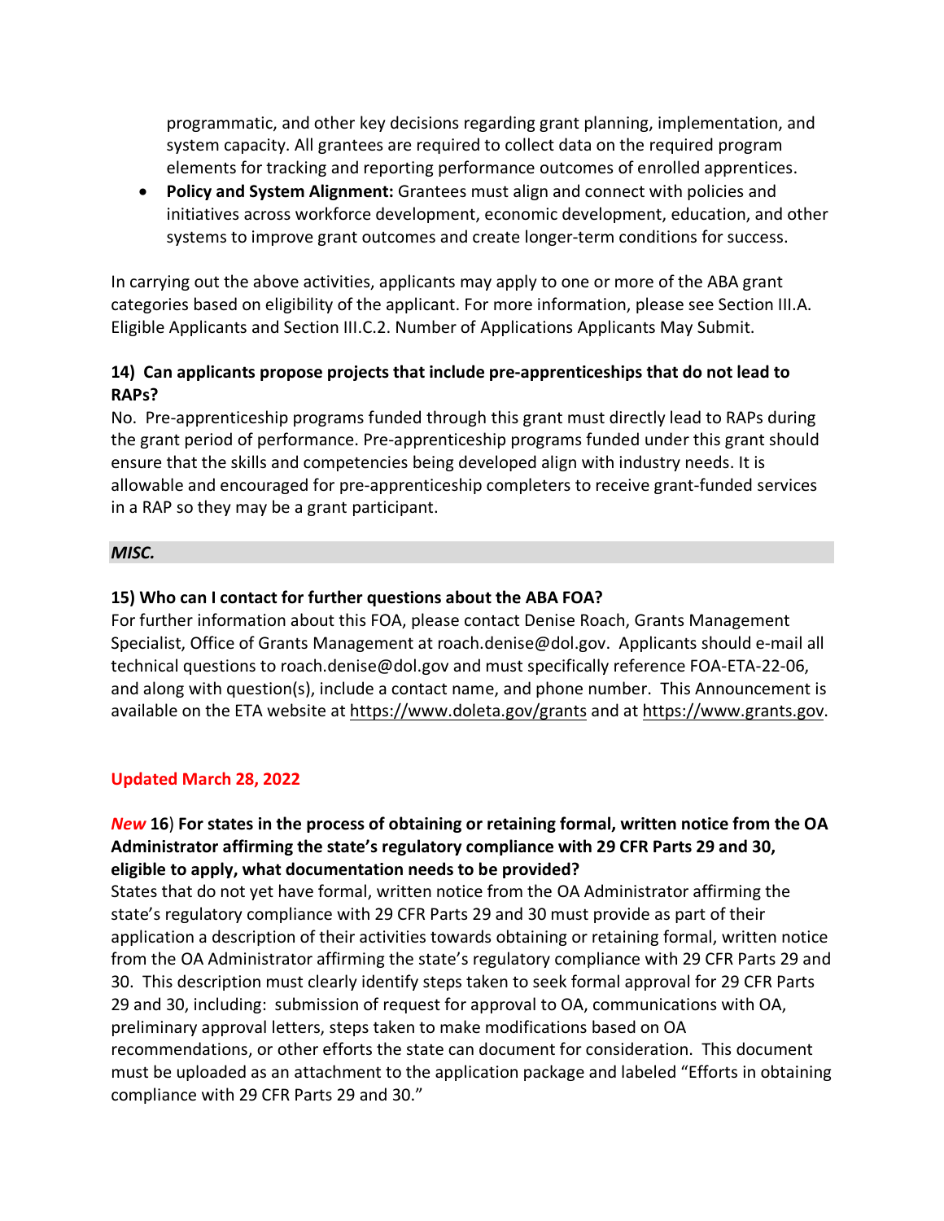programmatic, and other key decisions regarding grant planning, implementation, and system capacity. All grantees are required to collect data on the required program elements for tracking and reporting performance outcomes of enrolled apprentices.

- **Policy and System Alignment:** Grantees must align and connect with policies and initiatives across workforce development, economic development, education, and other systems to improve grant outcomes and create longer-term conditions for success.

In carrying out the above activities, applicants may apply to one or more of the ABA grant categories based on eligibility of the applicant. For more information, please see Section III.A. Eligible Applicants and Section III.C.2. Number of Applications Applicants May Submit.

**14) Can applicants propose projects that include pre-apprenticeships that do not lead to RAPs?**

No. Pre-apprenticeship programs funded through this grant must directly lead to RAPs during the grant period of performance. Pre-apprenticeship programs funded under this grant should ensure that the skills and competencies being developed align with industry needs. It is allowable and encouraged for pre-apprenticeship completers to receive grant-funded services in a RAP so they may be a grant participant.

***MISC.***

**15) Who can I contact for further questions about the ABA FOA?**

For further information about this FOA, please contact Denise Roach, Grants Management Specialist, Office of Grants Management at roach.denise@dol.gov. Applicants should e-mail all technical questions to roach.denise@dol.gov and must specifically reference FOA-ETA-22-06, and along with question(s), include a contact name, and phone number. This Announcement is available on the ETA website at https://www.doleta.gov/grants and at https://www.grants.gov.

**Updated March 28, 2022**

***New*** **16) For states in the process of obtaining or retaining formal, written notice from the OA Administrator affirming the state's regulatory compliance with 29 CFR Parts 29 and 30, eligible to apply, what documentation needs to be provided?**

States that do not yet have formal, written notice from the OA Administrator affirming the state's regulatory compliance with 29 CFR Parts 29 and 30 must provide as part of their application a description of their activities towards obtaining or retaining formal, written notice from the OA Administrator affirming the state's regulatory compliance with 29 CFR Parts 29 and 30. This description must clearly identify steps taken to seek formal approval for 29 CFR Parts 29 and 30, including: submission of request for approval to OA, communications with OA, preliminary approval letters, steps taken to make modifications based on OA recommendations, or other efforts the state can document for consideration. This document must be uploaded as an attachment to the application package and labeled "Efforts in obtaining compliance with 29 CFR Parts 29 and 30."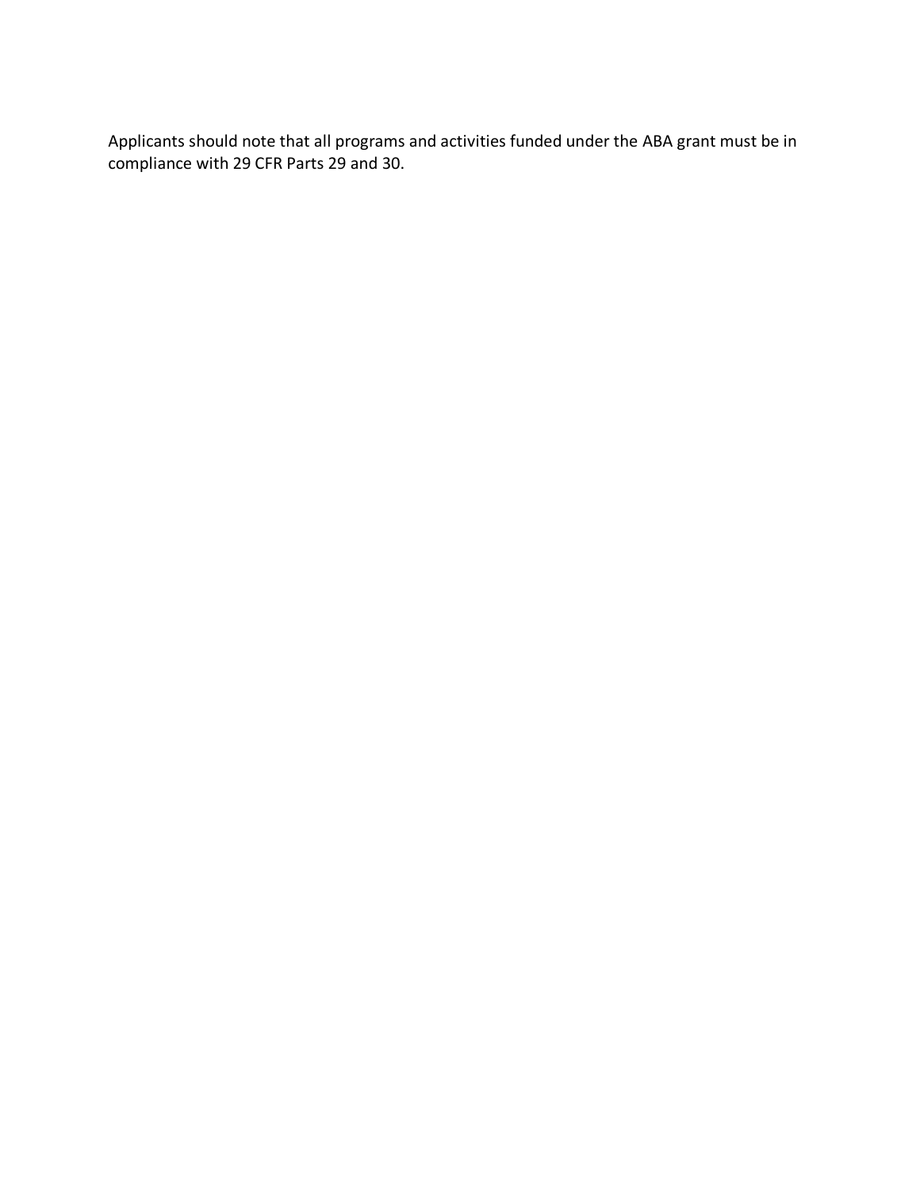Applicants should note that all programs and activities funded under the ABA grant must be in compliance with 29 CFR Parts 29 and 30.